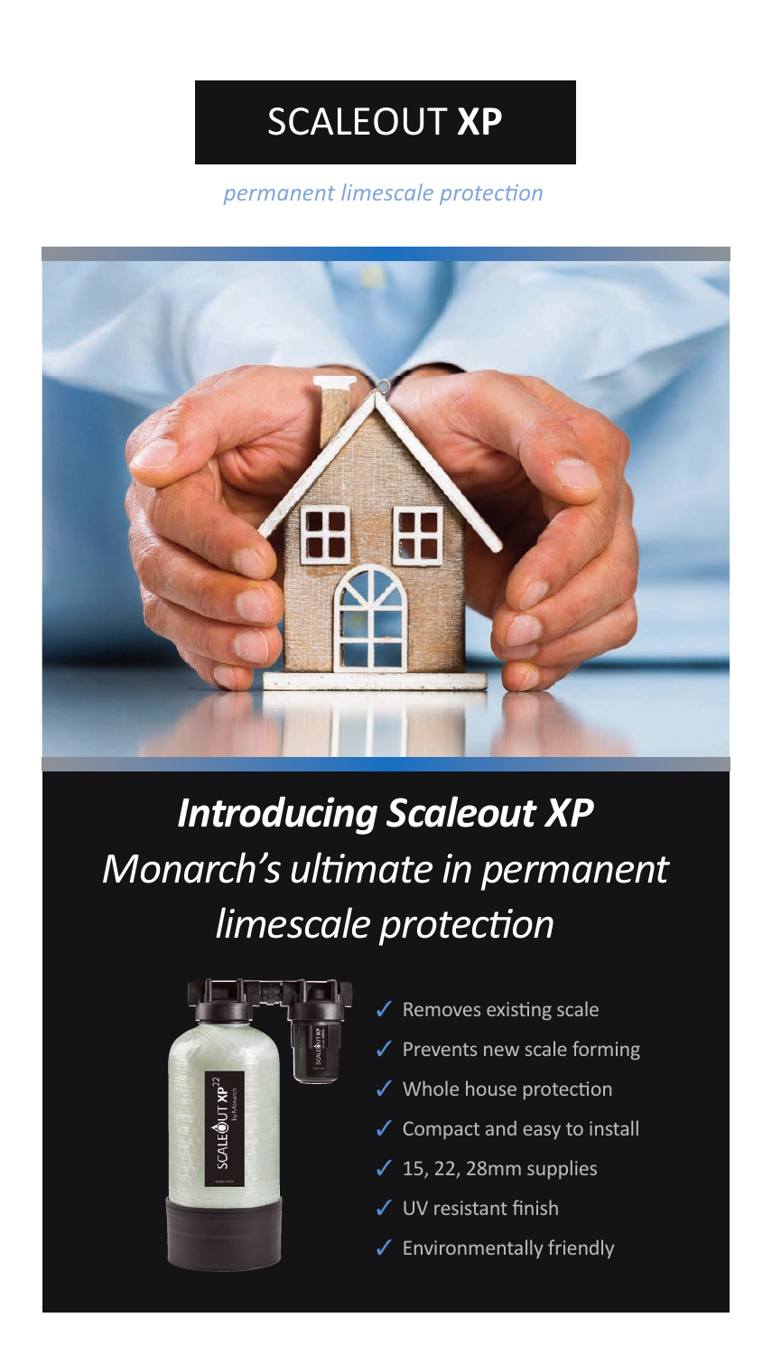# SCALEOUT **XP**

*permanent limescale protection*

## ***Introducing Scaleout XP***
## *Monarch's ultimate in permanent limescale protection*

- ✓ Removes existing scale
- ✓ Prevents new scale forming
- ✓ Whole house protection
- ✓ Compact and easy to install
- ✓ 15, 22, 28mm supplies
- ✓ UV resistant finish
- ✓ Environmentally friendly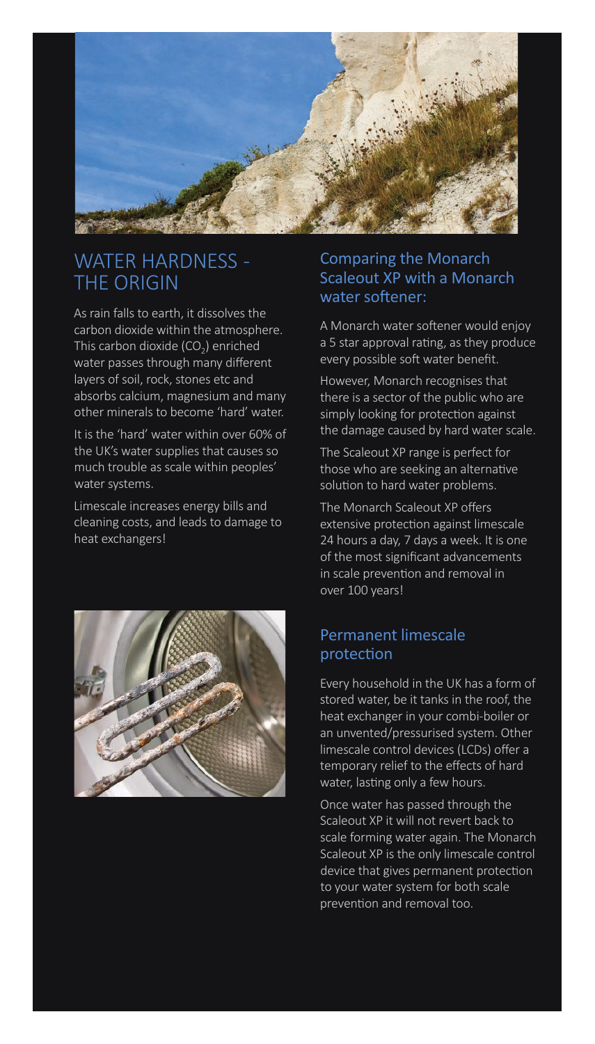## WATER HARDNESS - THE ORIGIN

As rain falls to earth, it dissolves the carbon dioxide within the atmosphere. This carbon dioxide ($CO_2$) enriched water passes through many different layers of soil, rock, stones etc and absorbs calcium, magnesium and many other minerals to become 'hard' water.

It is the 'hard' water within over 60% of the UK's water supplies that causes so much trouble as scale within peoples' water systems.

Limescale increases energy bills and cleaning costs, and leads to damage to heat exchangers!

### Comparing the Monarch Scaleout XP with a Monarch water softener:

A Monarch water softener would enjoy a 5 star approval rating, as they produce every possible soft water benefit.

However, Monarch recognises that there is a sector of the public who are simply looking for protection against the damage caused by hard water scale.

The Scaleout XP range is perfect for those who are seeking an alternative solution to hard water problems.

The Monarch Scaleout XP offers extensive protection against limescale 24 hours a day, 7 days a week. It is one of the most significant advancements in scale prevention and removal in over 100 years!

### Permanent limescale protection

Every household in the UK has a form of stored water, be it tanks in the roof, the heat exchanger in your combi-boiler or an unvented/pressurised system. Other limescale control devices (LCDs) offer a temporary relief to the effects of hard water, lasting only a few hours.

Once water has passed through the Scaleout XP it will not revert back to scale forming water again. The Monarch Scaleout XP is the only limescale control device that gives permanent protection to your water system for both scale prevention and removal too.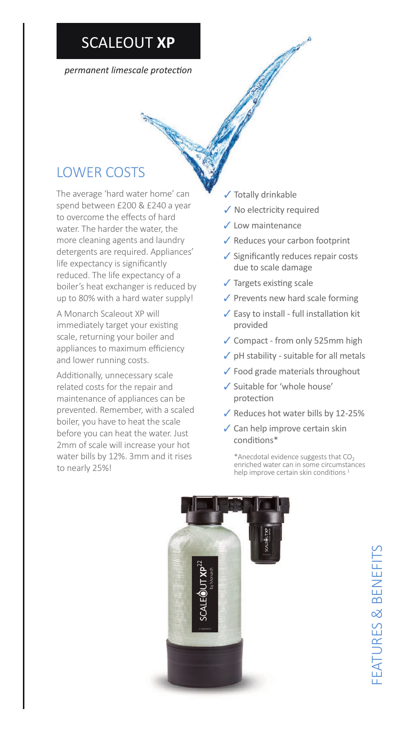# SCALEOUT **XP**

*permanent limescale protection*

## LOWER COSTS

The average 'hard water home' can spend between £200 & £240 a year to overcome the effects of hard water. The harder the water, the more cleaning agents and laundry detergents are required. Appliances' life expectancy is significantly reduced. The life expectancy of a boiler's heat exchanger is reduced by up to 80% with a hard water supply!

A Monarch Scaleout XP will immediately target your existing scale, returning your boiler and appliances to maximum efficiency and lower running costs.

Additionally, unnecessary scale related costs for the repair and maintenance of appliances can be prevented. Remember, with a scaled boiler, you have to heat the scale before you can heat the water. Just 2mm of scale will increase your hot water bills by 12%. 3mm and it rises to nearly 25%!

- ✓ Totally drinkable
- ✓ No electricity required
- ✓ Low maintenance
- ✓ Reduces your carbon footprint
- ✓ Significantly reduces repair costs due to scale damage
- ✓ Targets existing scale
- ✓ Prevents new hard scale forming
- ✓ Easy to install - full installation kit provided
- ✓ Compact - from only 525mm high
- ✓ pH stability - suitable for all metals
- ✓ Food grade materials throughout
- ✓ Suitable for 'whole house' protection
- ✓ Reduces hot water bills by 12-25%
- ✓ Can help improve certain skin conditions*

*Anecdotal evidence suggests that $CO_2$ enriched water can in some circumstances help improve certain skin conditions [1]

## FEATURES & BENEFITS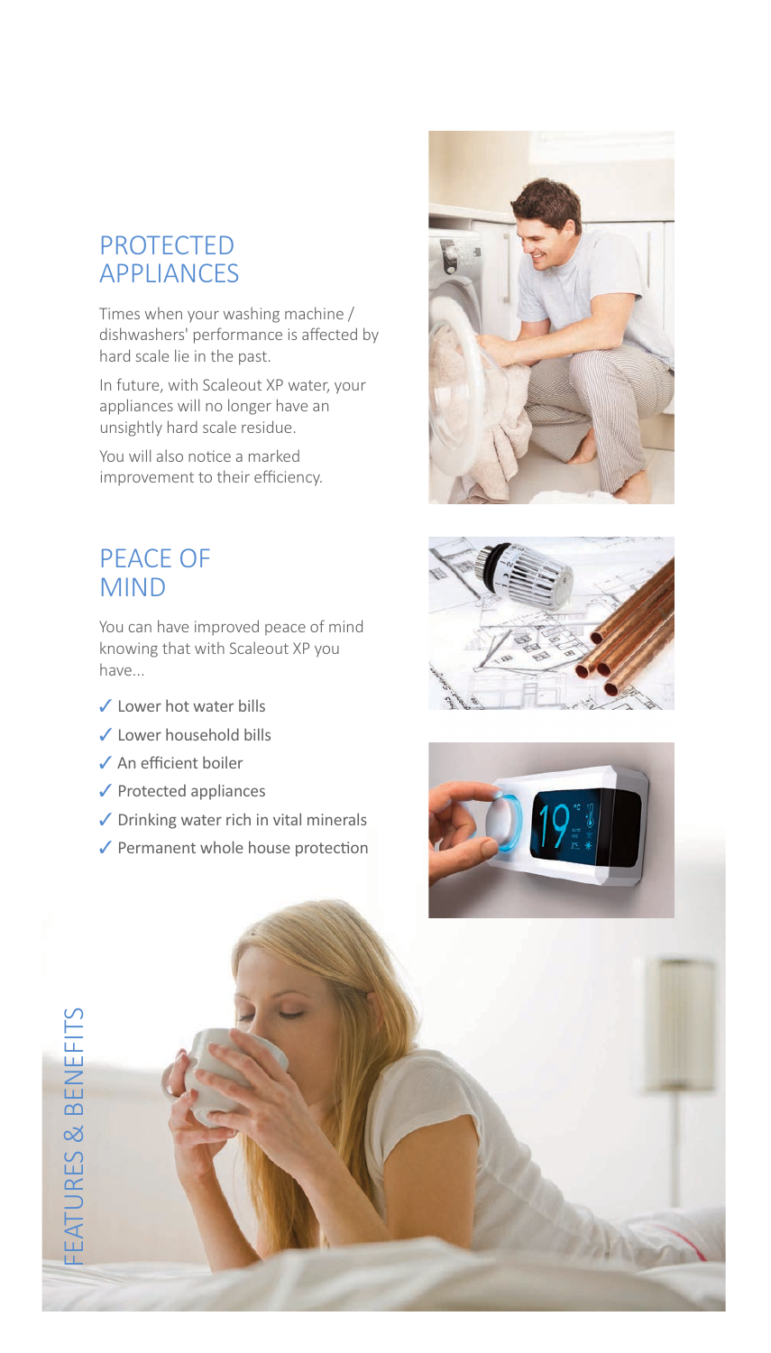## PROTECTED APPLIANCES

Times when your washing machine / dishwashers' performance is affected by hard scale lie in the past.

In future, with Scaleout XP water, your appliances will no longer have an unsightly hard scale residue.

You will also notice a marked improvement to their efficiency.

## PEACE OF MIND

You can have improved peace of mind knowing that with Scaleout XP you have...

- ✓ Lower hot water bills
- ✓ Lower household bills
- ✓ An efficient boiler
- ✓ Protected appliances
- ✓ Drinking water rich in vital minerals
- ✓ Permanent whole house protection

FEATURES & BENEFITS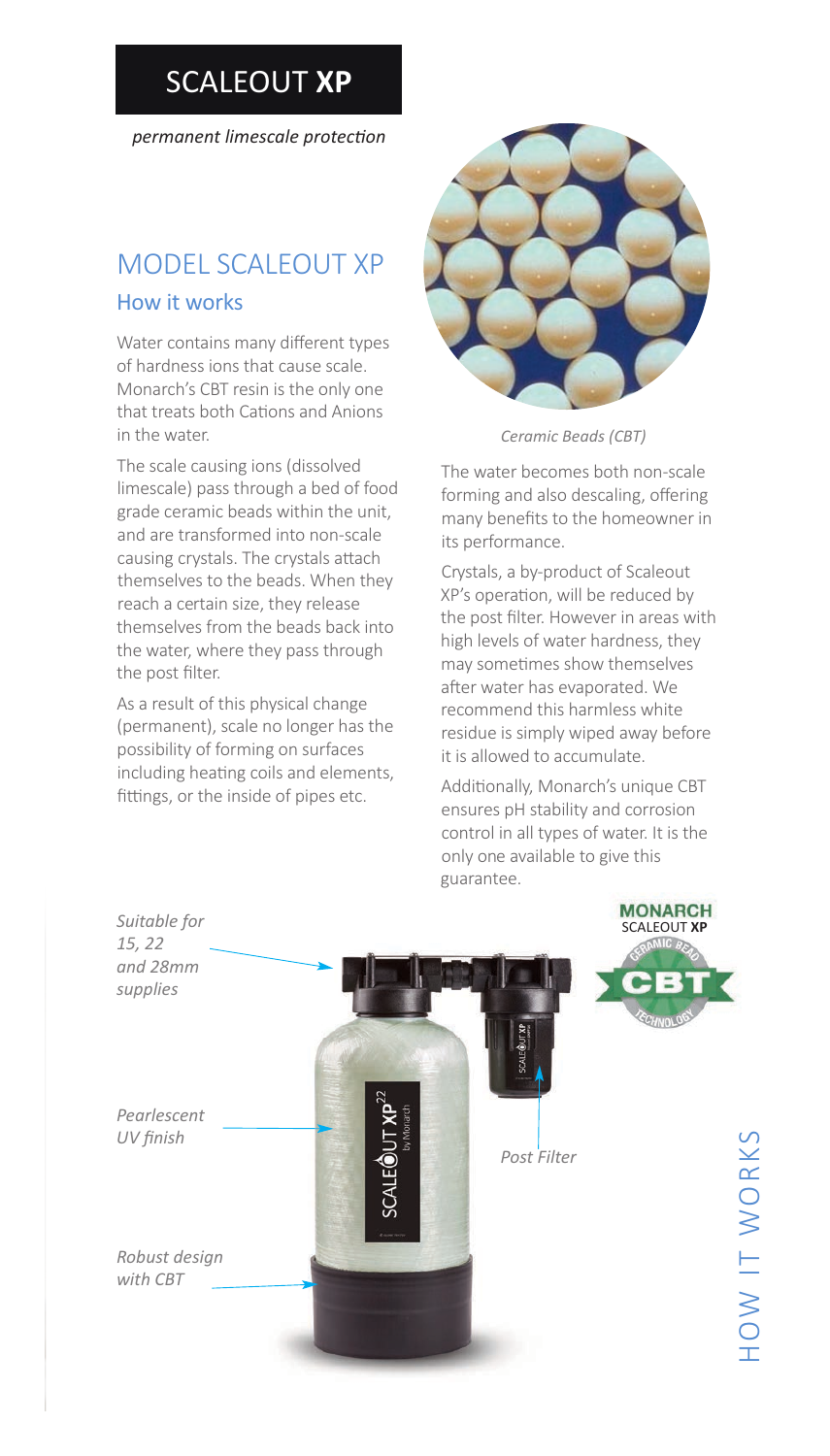# SCALEOUT **XP**

*permanent limescale protection*

## MODEL SCALEOUT XP

### How it works

Water contains many different types of hardness ions that cause scale. Monarch's CBT resin is the only one that treats both Cations and Anions in the water.

The scale causing ions (dissolved limescale) pass through a bed of food grade ceramic beads within the unit, and are transformed into non-scale causing crystals. The crystals attach themselves to the beads. When they reach a certain size, they release themselves from the beads back into the water, where they pass through the post filter.

As a result of this physical change (permanent), scale no longer has the possibility of forming on surfaces including heating coils and elements, fittings, or the inside of pipes etc.

*Ceramic Beads (CBT)*

The water becomes both non-scale forming and also descaling, offering many benefits to the homeowner in its performance.

Crystals, a by-product of Scaleout XP's operation, will be reduced by the post filter. However in areas with high levels of water hardness, they may sometimes show themselves after water has evaporated. We recommend this harmless white residue is simply wiped away before it is allowed to accumulate.

Additionally, Monarch's unique CBT ensures pH stability and corrosion control in all types of water. It is the only one available to give this guarantee.

*Suitable for 15, 22 and 28mm supplies*

*Pearlescent UV finish*

*Robust design with CBT*

*Post Filter*

MONARCH SCALEOUT **XP** — CERAMIC BEAD CBT TECHNOLOGY

HOW IT WORKS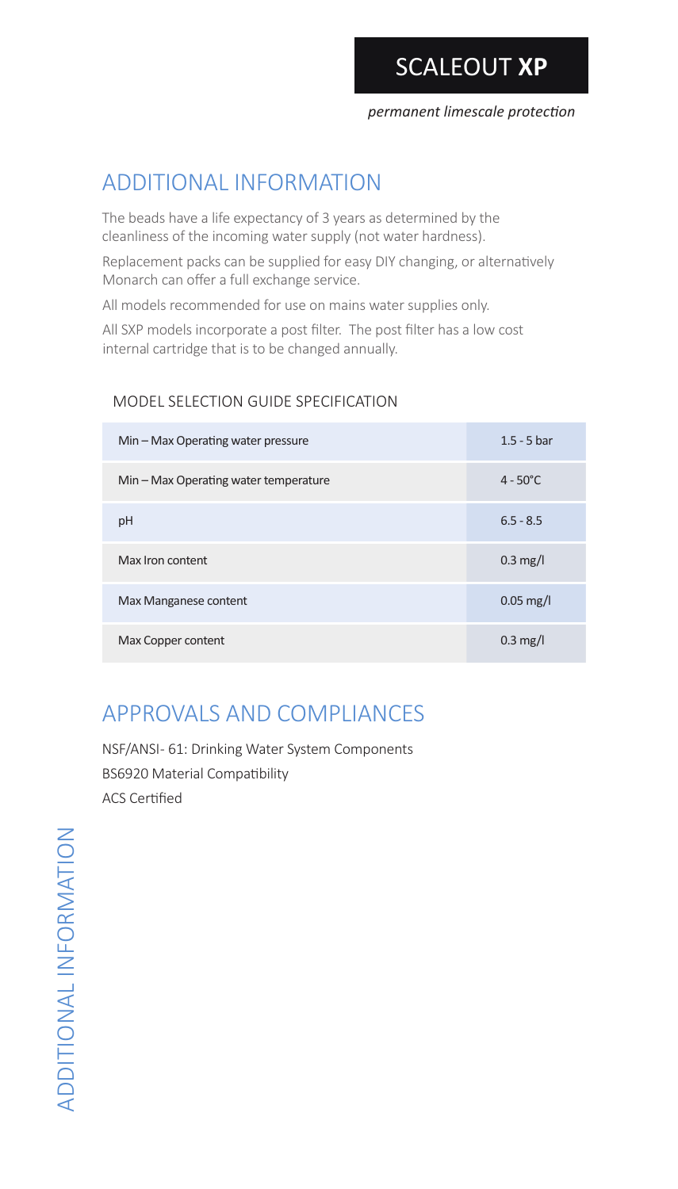# SCALEOUT **XP**

*permanent limescale protection*

## ADDITIONAL INFORMATION

The beads have a life expectancy of 3 years as determined by the cleanliness of the incoming water supply (not water hardness).

Replacement packs can be supplied for easy DIY changing, or alternatively Monarch can offer a full exchange service.

All models recommended for use on mains water supplies only.

All SXP models incorporate a post filter. The post filter has a low cost internal cartridge that is to be changed annually.

### MODEL SELECTION GUIDE SPECIFICATION

| | |
|---|---|
| Min – Max Operating water pressure | 1.5 - 5 bar |
| Min – Max Operating water temperature | 4 - 50°C |
| pH | 6.5 - 8.5 |
| Max Iron content | 0.3 mg/l |
| Max Manganese content | 0.05 mg/l |
| Max Copper content | 0.3 mg/l |

## APPROVALS AND COMPLIANCES

NSF/ANSI- 61: Drinking Water System Components

BS6920 Material Compatibility

ACS Certified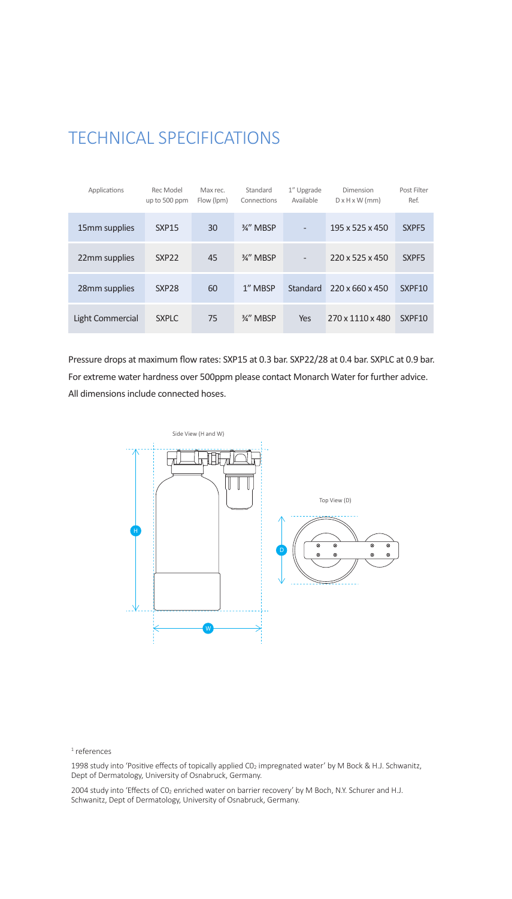# TECHNICAL SPECIFICATIONS

| Applications | Rec Model up to 500 ppm | Max rec. Flow (lpm) | Standard Connections | 1" Upgrade Available | Dimension D x H x W (mm) | Post Filter Ref. |
|---|---|---|---|---|---|---|
| 15mm supplies | SXP15 | 30 | ¾" MBSP | - | 195 x 525 x 450 | SXPF5 |
| 22mm supplies | SXP22 | 45 | ¾" MBSP | - | 220 x 525 x 450 | SXPF5 |
| 28mm supplies | SXP28 | 60 | 1" MBSP | Standard | 220 x 660 x 450 | SXPF10 |
| Light Commercial | SXPLC | 75 | ¾" MBSP | Yes | 270 x 1110 x 480 | SXPF10 |

Pressure drops at maximum flow rates: SXP15 at 0.3 bar. SXP22/28 at 0.4 bar. SXPLC at 0.9 bar.

For extreme water hardness over 500ppm please contact Monarch Water for further advice.

All dimensions include connected hoses.

Side View (H and W)

Top View (D)

[1] references

1998 study into 'Positive effects of topically applied $CO_2$ impregnated water' by M Bock & H.J. Schwanitz, Dept of Dermatology, University of Osnabruck, Germany.

2004 study into 'Effects of $CO_2$ enriched water on barrier recovery' by M Boch, N.Y. Schurer and H.J. Schwanitz, Dept of Dermatology, University of Osnabruck, Germany.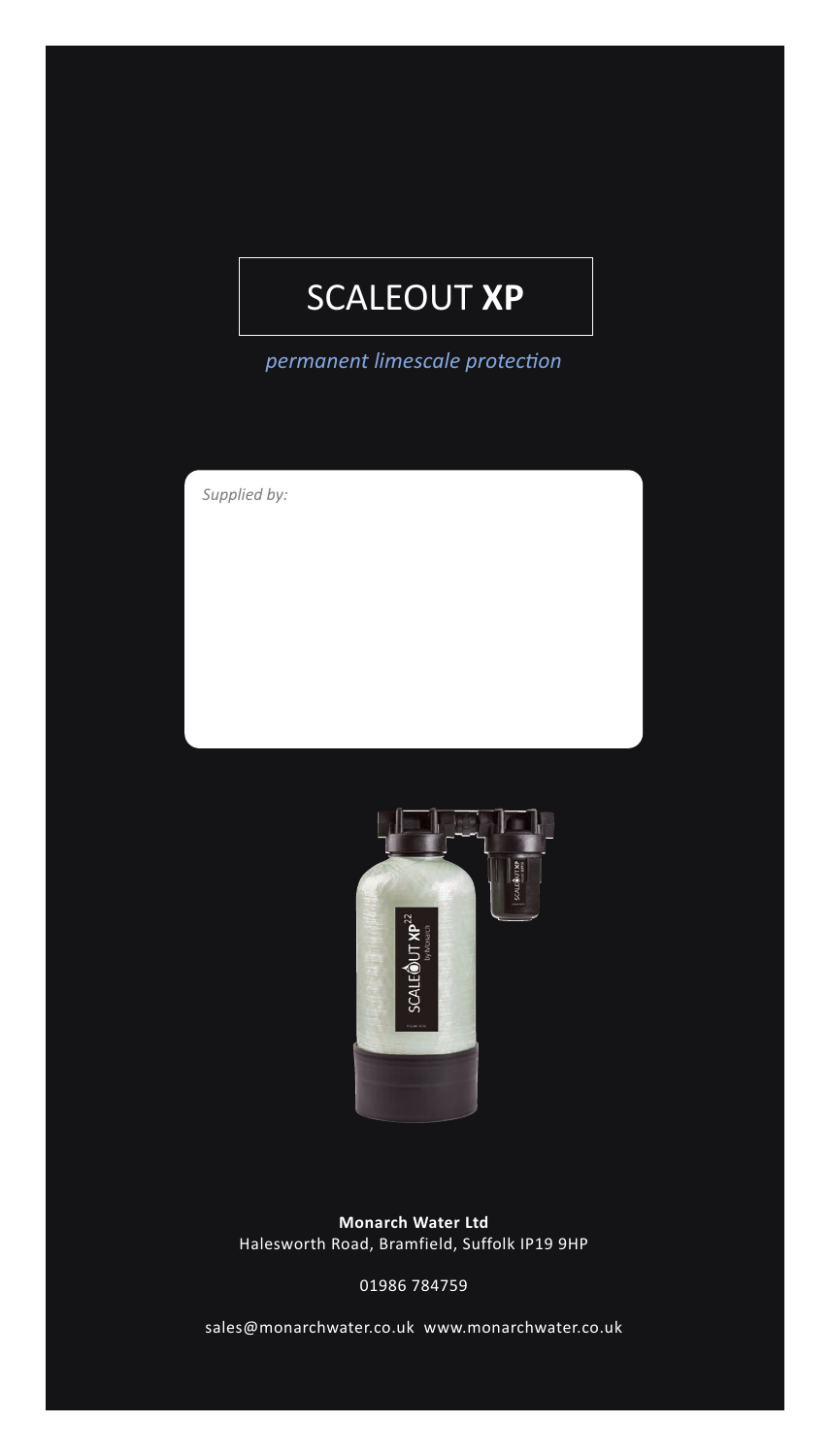# SCALEOUT **XP**

*permanent limescale protection*

*Supplied by:*

**Monarch Water Ltd**
Halesworth Road, Bramfield, Suffolk IP19 9HP

01986 784759

sales@monarchwater.co.uk www.monarchwater.co.uk